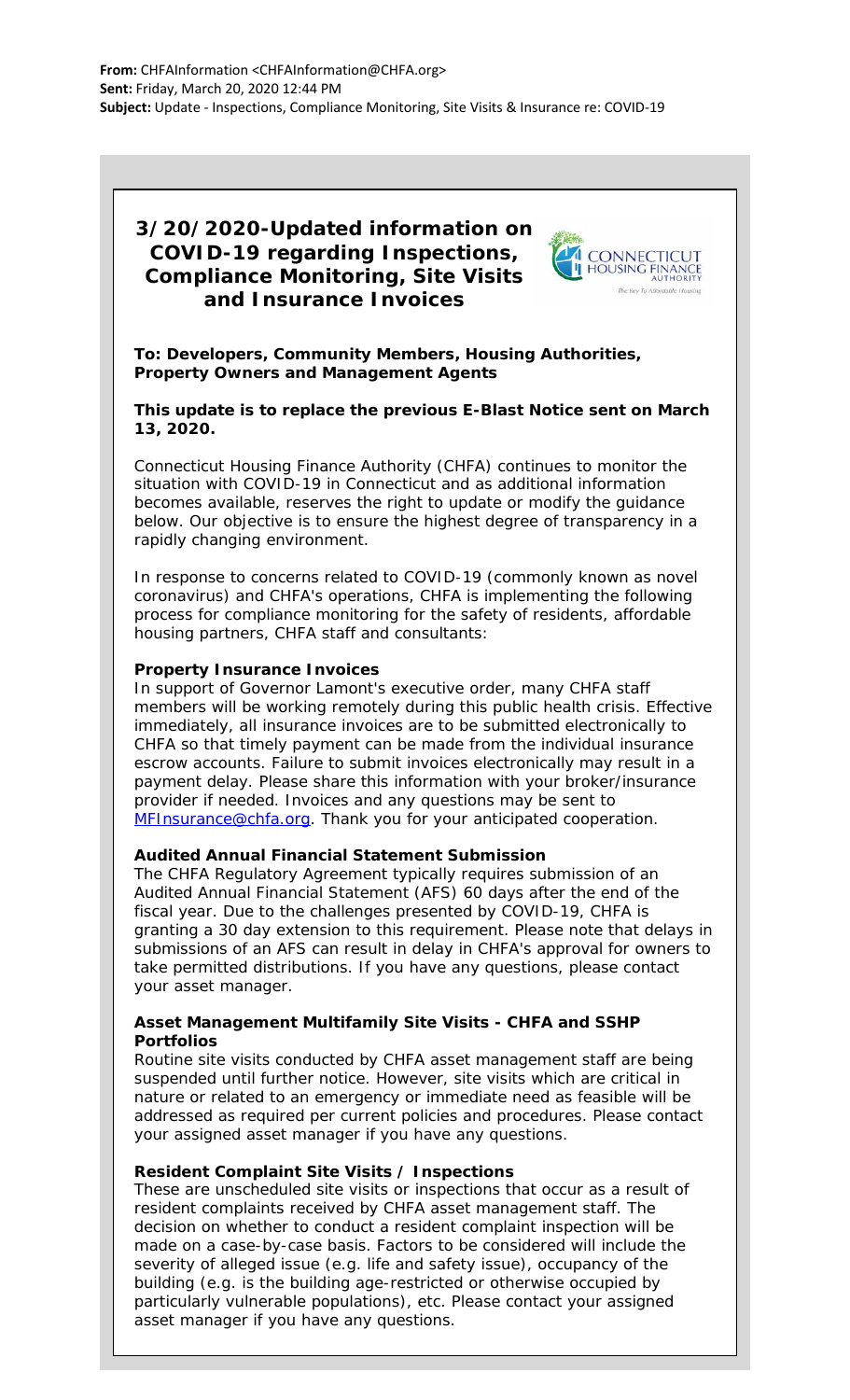**From:** CHFAInformation <CHFAInformation@CHFA.org>
**Sent:** Friday, March 20, 2020 12:44 PM
**Subject:** Update - Inspections, Compliance Monitoring, Site Visits & Insurance re: COVID-19

# 3/20/2020-Updated information on COVID-19 regarding Inspections, Compliance Monitoring, Site Visits and Insurance Invoices

**To: Developers, Community Members, Housing Authorities, Property Owners and Management Agents**

**This update is to replace the previous E-Blast Notice sent on March 13, 2020.**

Connecticut Housing Finance Authority (CHFA) continues to monitor the situation with COVID-19 in Connecticut and as additional information becomes available, reserves the right to update or modify the guidance below. Our objective is to ensure the highest degree of transparency in a rapidly changing environment.

In response to concerns related to COVID-19 (commonly known as novel coronavirus) and CHFA's operations, CHFA is implementing the following process for compliance monitoring for the safety of residents, affordable housing partners, CHFA staff and consultants:

**Property Insurance Invoices**

In support of Governor Lamont's executive order, many CHFA staff members will be working remotely during this public health crisis. Effective immediately, all insurance invoices are to be submitted electronically to CHFA so that timely payment can be made from the individual insurance escrow accounts. Failure to submit invoices electronically may result in a payment delay. Please share this information with your broker/insurance provider if needed. Invoices and any questions may be sent to MFInsurance@chfa.org. Thank you for your anticipated cooperation.

**Audited Annual Financial Statement Submission**

The CHFA Regulatory Agreement typically requires submission of an Audited Annual Financial Statement (AFS) 60 days after the end of the fiscal year. Due to the challenges presented by COVID-19, CHFA is granting a 30 day extension to this requirement. Please note that delays in submissions of an AFS can result in delay in CHFA's approval for owners to take permitted distributions. If you have any questions, please contact your asset manager.

**Asset Management Multifamily Site Visits - CHFA and SSHP Portfolios**

Routine site visits conducted by CHFA asset management staff are being suspended until further notice. However, site visits which are critical in nature or related to an emergency or immediate need as feasible will be addressed as required per current policies and procedures. Please contact your assigned asset manager if you have any questions.

**Resident Complaint Site Visits / Inspections**

These are unscheduled site visits or inspections that occur as a result of resident complaints received by CHFA asset management staff. The decision on whether to conduct a resident complaint inspection will be made on a case-by-case basis. Factors to be considered will include the severity of alleged issue (e.g. life and safety issue), occupancy of the building (e.g. is the building age-restricted or otherwise occupied by particularly vulnerable populations), etc. Please contact your assigned asset manager if you have any questions.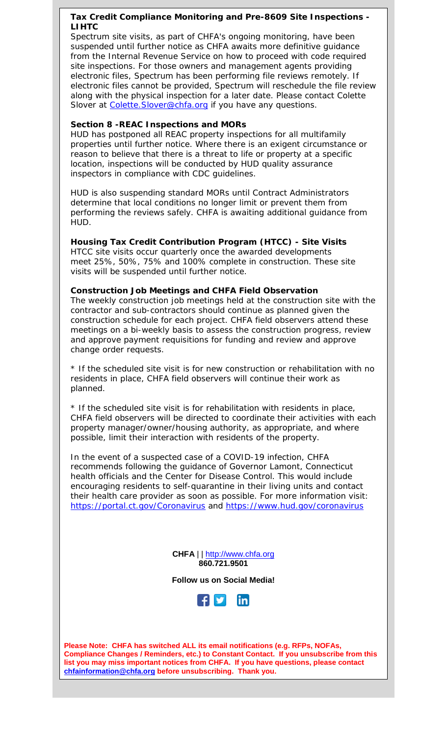**Tax Credit Compliance Monitoring and Pre-8609 Site Inspections - LIHTC**

Spectrum site visits, as part of CHFA's ongoing monitoring, have been suspended until further notice as CHFA awaits more definitive guidance from the Internal Revenue Service on how to proceed with code required site inspections. For those owners and management agents providing electronic files, Spectrum has been performing file reviews remotely. If electronic files cannot be provided, Spectrum will reschedule the file review along with the physical inspection for a later date. Please contact Colette Slover at Colette.Slover@chfa.org if you have any questions.

**Section 8 -REAC Inspections and MORs**

HUD has postponed all REAC property inspections for all multifamily properties until further notice. Where there is an exigent circumstance or reason to believe that there is a threat to life or property at a specific location, inspections will be conducted by HUD quality assurance inspectors in compliance with CDC guidelines.

HUD is also suspending standard MORs until Contract Administrators determine that local conditions no longer limit or prevent them from performing the reviews safely. CHFA is awaiting additional guidance from HUD.

**Housing Tax Credit Contribution Program (HTCC) - Site Visits**

HTCC site visits occur quarterly once the awarded developments meet 25%, 50%, 75% and 100% complete in construction. These site visits will be suspended until further notice.

**Construction Job Meetings and CHFA Field Observation**

The weekly construction job meetings held at the construction site with the contractor and sub-contractors should continue as planned given the construction schedule for each project. CHFA field observers attend these meetings on a bi-weekly basis to assess the construction progress, review and approve payment requisitions for funding and review and approve change order requests.

* If the scheduled site visit is for new construction or rehabilitation with no residents in place, CHFA field observers will continue their work as planned.

* If the scheduled site visit is for rehabilitation with residents in place, CHFA field observers will be directed to coordinate their activities with each property manager/owner/housing authority, as appropriate, and where possible, limit their interaction with residents of the property.

In the event of a suspected case of a COVID-19 infection, CHFA recommends following the guidance of Governor Lamont, Connecticut health officials and the Center for Disease Control. This would include encouraging residents to self-quarantine in their living units and contact their health care provider as soon as possible. For more information visit: https://portal.ct.gov/Coronavirus and https://www.hud.gov/coronavirus

**CHFA** | | http://www.chfa.org
**860.721.9501**

**Follow us on Social Media!**

**Please Note: CHFA has switched ALL its email notifications (e.g. RFPs, NOFAs, Compliance Changes / Reminders, etc.) to Constant Contact. If you unsubscribe from this list you may miss important notices from CHFA. If you have questions, please contact chfainformation@chfa.org before unsubscribing. Thank you.**